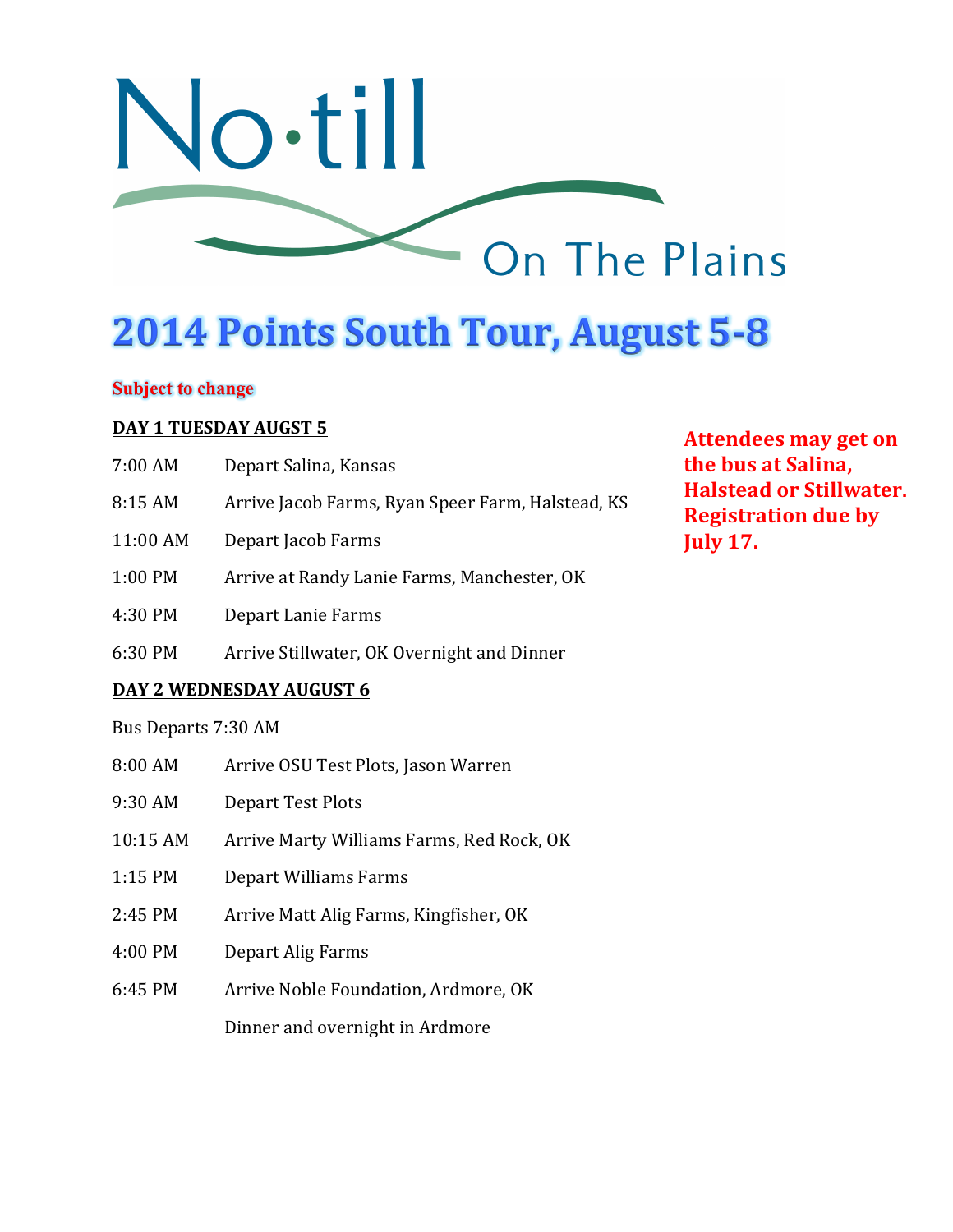# No·till On The Plains

## 2014 Points South Tour, August 5-8

**Subject to change**

**Attendees may get on the bus at Salina, Halstead or Stillwater. Registration due by July 17.**

### DAY 1 TUESDAY AUGST 5

| | |
|---|---|
| 7:00 AM | Depart Salina, Kansas |
| 8:15 AM | Arrive Jacob Farms, Ryan Speer Farm, Halstead, KS |
| 11:00 AM | Depart Jacob Farms |
| 1:00 PM | Arrive at Randy Lanie Farms, Manchester, OK |
| 4:30 PM | Depart Lanie Farms |
| 6:30 PM | Arrive Stillwater, OK Overnight and Dinner |

### DAY 2 WEDNESDAY AUGUST 6

Bus Departs 7:30 AM

| | |
|---|---|
| 8:00 AM | Arrive OSU Test Plots, Jason Warren |
| 9:30 AM | Depart Test Plots |
| 10:15 AM | Arrive Marty Williams Farms, Red Rock, OK |
| 1:15 PM | Depart Williams Farms |
| 2:45 PM | Arrive Matt Alig Farms, Kingfisher, OK |
| 4:00 PM | Depart Alig Farms |
| 6:45 PM | Arrive Noble Foundation, Ardmore, OK |
| | Dinner and overnight in Ardmore |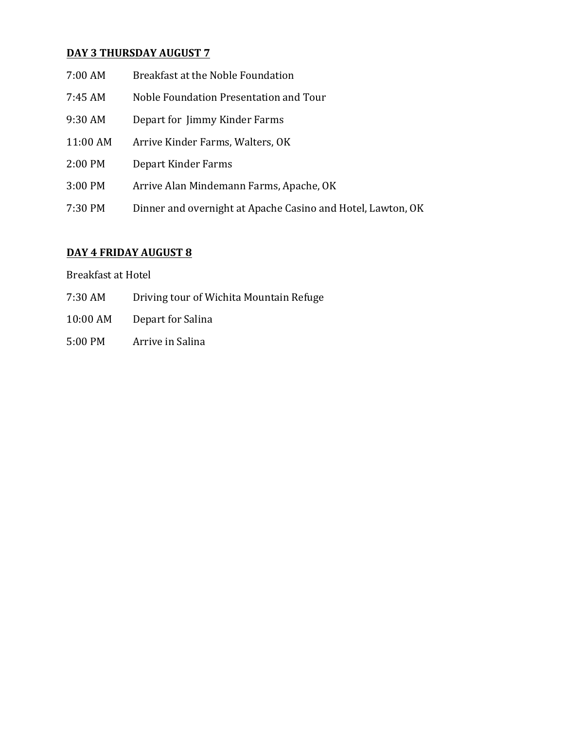**DAY 3 THURSDAY AUGUST 7**

| | |
|---|---|
| 7:00 AM | Breakfast at the Noble Foundation |
| 7:45 AM | Noble Foundation Presentation and Tour |
| 9:30 AM | Depart for Jimmy Kinder Farms |
| 11:00 AM | Arrive Kinder Farms, Walters, OK |
| 2:00 PM | Depart Kinder Farms |
| 3:00 PM | Arrive Alan Mindemann Farms, Apache, OK |
| 7:30 PM | Dinner and overnight at Apache Casino and Hotel, Lawton, OK |

**DAY 4 FRIDAY AUGUST 8**

Breakfast at Hotel

| | |
|---|---|
| 7:30 AM | Driving tour of Wichita Mountain Refuge |
| 10:00 AM | Depart for Salina |
| 5:00 PM | Arrive in Salina |